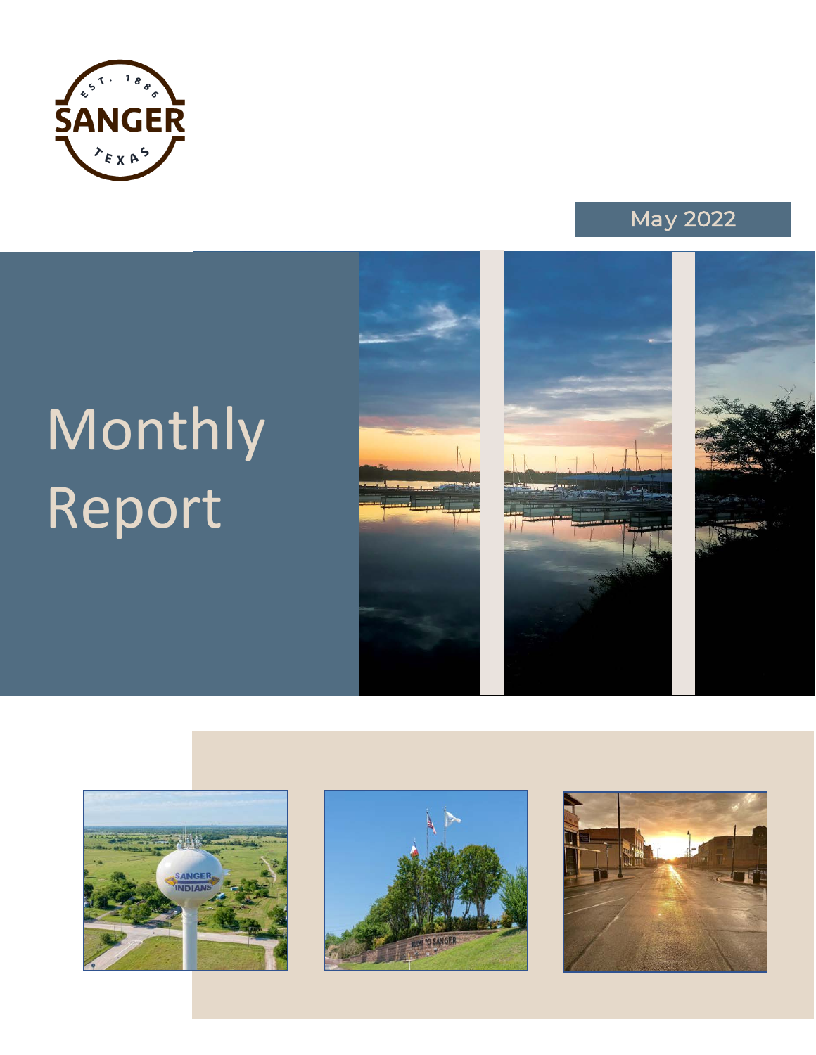May 2022

# Monthly Report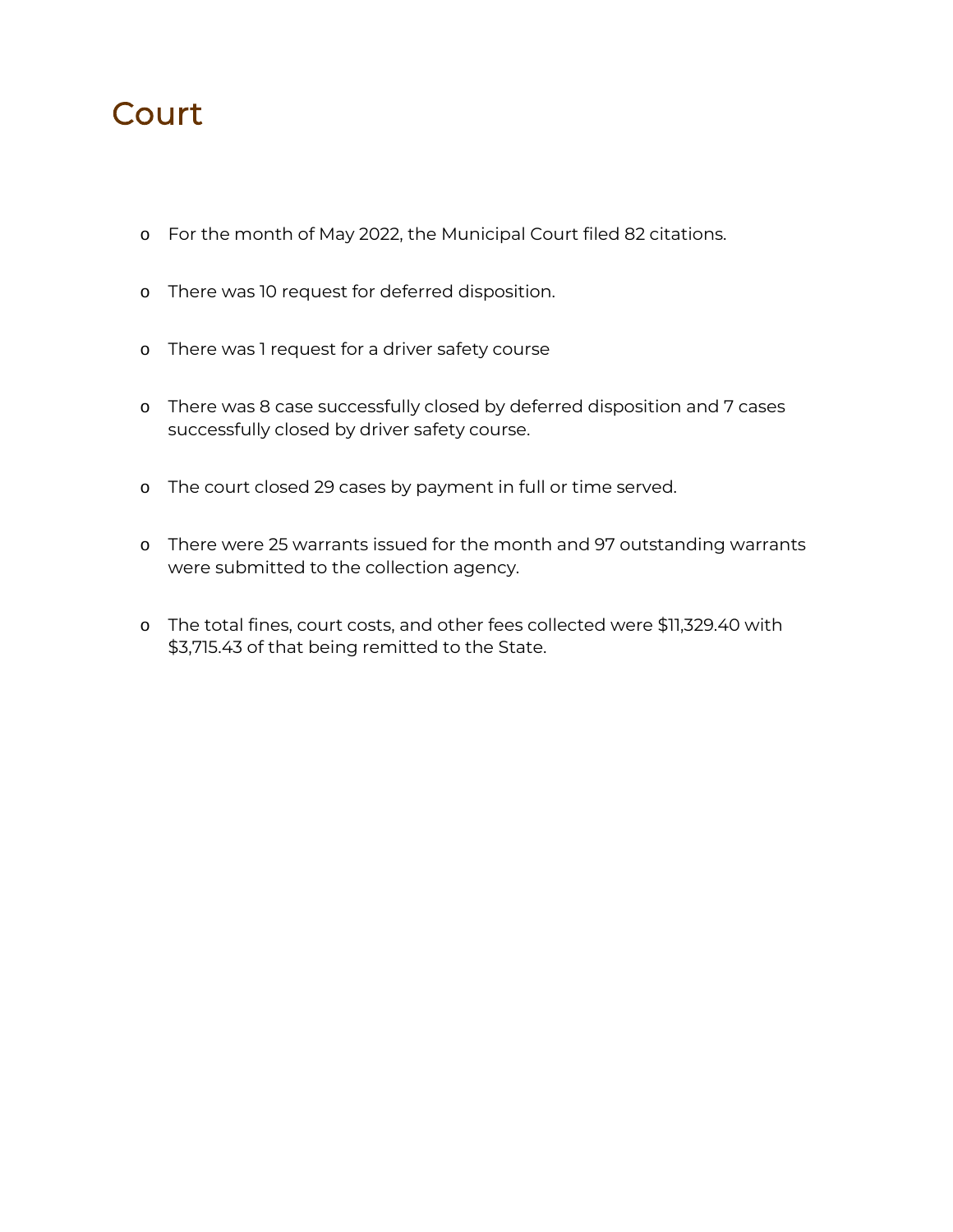# Court

- For the month of May 2022, the Municipal Court filed 82 citations.
- There was 10 request for deferred disposition.
- There was 1 request for a driver safety course
- There was 8 case successfully closed by deferred disposition and 7 cases successfully closed by driver safety course.
- The court closed 29 cases by payment in full or time served.
- There were 25 warrants issued for the month and 97 outstanding warrants were submitted to the collection agency.
- The total fines, court costs, and other fees collected were $11,329.40 with $3,715.43 of that being remitted to the State.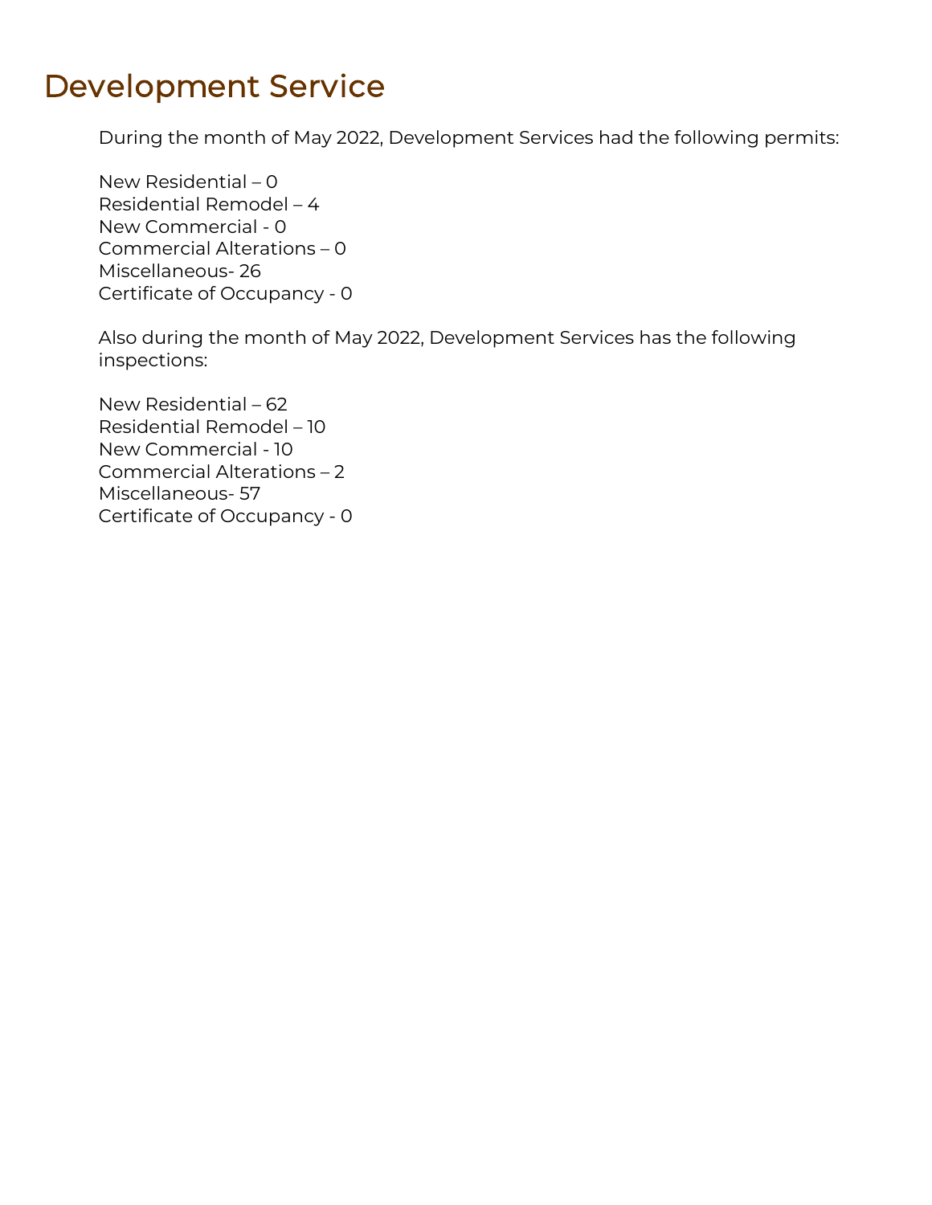# Development Service

During the month of May 2022, Development Services had the following permits:

New Residential – 0
Residential Remodel – 4
New Commercial - 0
Commercial Alterations – 0
Miscellaneous- 26
Certificate of Occupancy - 0

Also during the month of May 2022, Development Services has the following inspections:

New Residential – 62
Residential Remodel – 10
New Commercial - 10
Commercial Alterations – 2
Miscellaneous- 57
Certificate of Occupancy - 0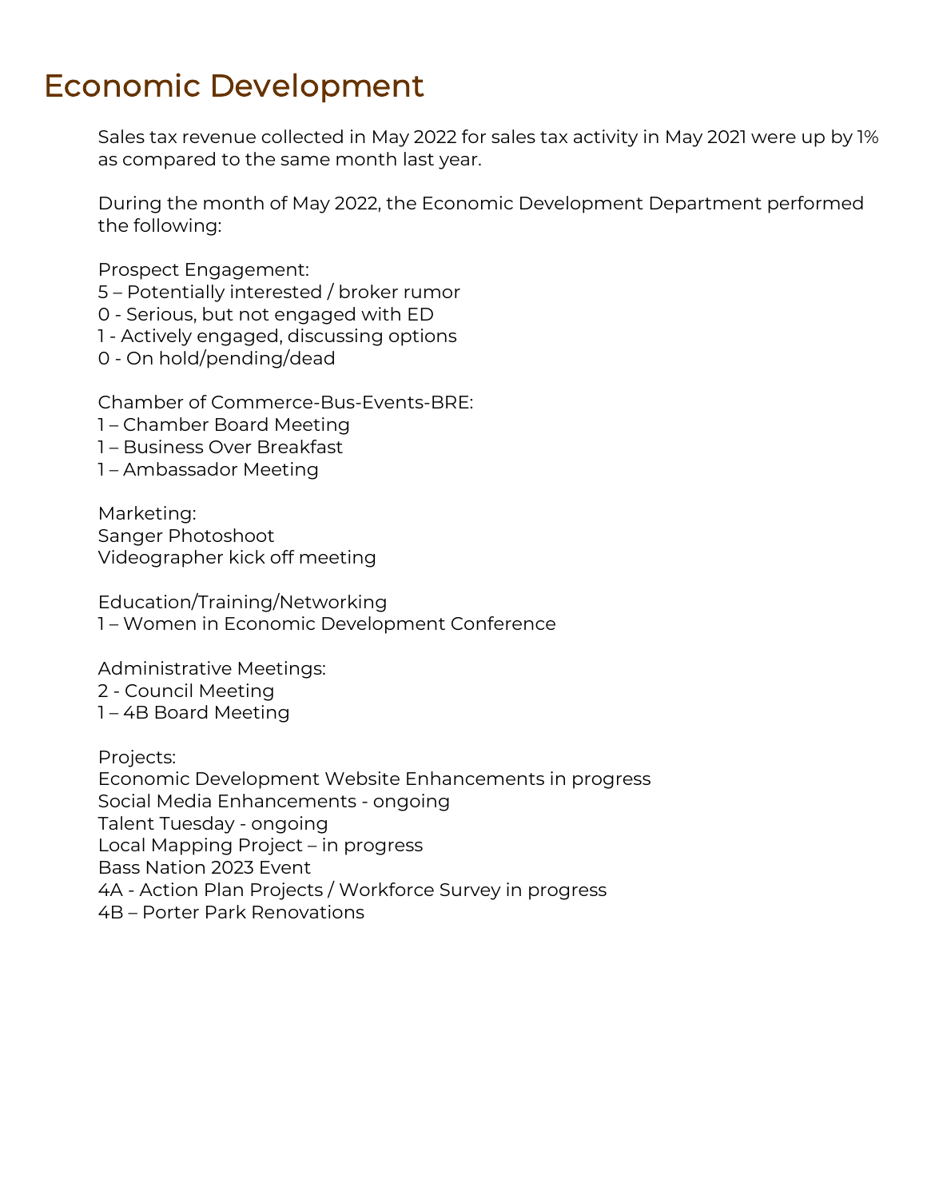# Economic Development

Sales tax revenue collected in May 2022 for sales tax activity in May 2021 were up by 1% as compared to the same month last year.

During the month of May 2022, the Economic Development Department performed the following:

Prospect Engagement:
5 – Potentially interested / broker rumor
0 - Serious, but not engaged with ED
1 - Actively engaged, discussing options
0 - On hold/pending/dead

Chamber of Commerce-Bus-Events-BRE:
1 – Chamber Board Meeting
1 – Business Over Breakfast
1 – Ambassador Meeting

Marketing:
Sanger Photoshoot
Videographer kick off meeting

Education/Training/Networking
1 – Women in Economic Development Conference

Administrative Meetings:
2 - Council Meeting
1 – 4B Board Meeting

Projects:
Economic Development Website Enhancements in progress
Social Media Enhancements - ongoing
Talent Tuesday - ongoing
Local Mapping Project – in progress
Bass Nation 2023 Event
4A - Action Plan Projects / Workforce Survey in progress
4B – Porter Park Renovations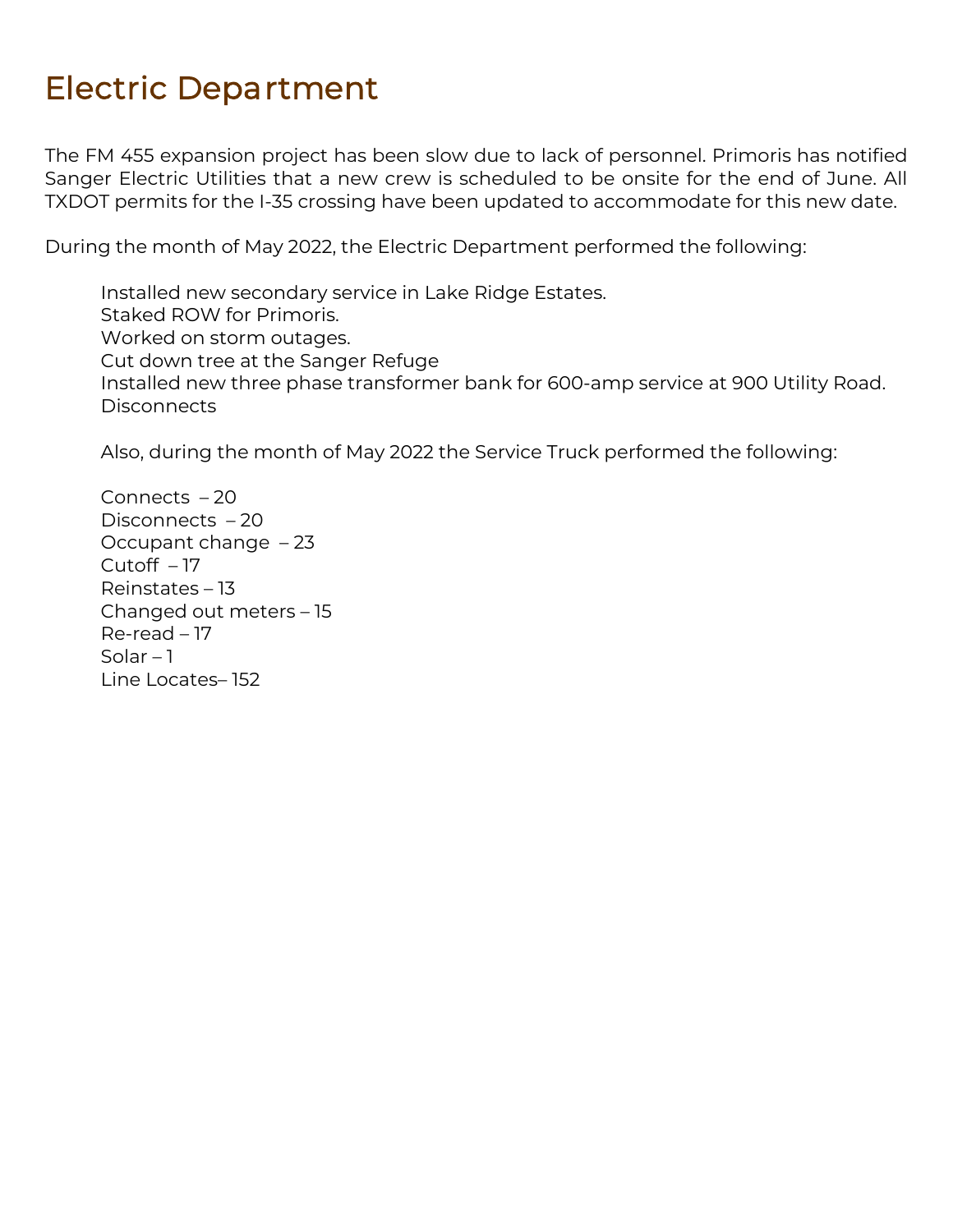# Electric Department

The FM 455 expansion project has been slow due to lack of personnel. Primoris has notified Sanger Electric Utilities that a new crew is scheduled to be onsite for the end of June. All TXDOT permits for the I-35 crossing have been updated to accommodate for this new date.

During the month of May 2022, the Electric Department performed the following:

Installed new secondary service in Lake Ridge Estates.
Staked ROW for Primoris.
Worked on storm outages.
Cut down tree at the Sanger Refuge
Installed new three phase transformer bank for 600-amp service at 900 Utility Road.
Disconnects

Also, during the month of May 2022 the Service Truck performed the following:

Connects – 20
Disconnects – 20
Occupant change – 23
Cutoff – 17
Reinstates – 13
Changed out meters – 15
Re-read – 17
Solar – 1
Line Locates– 152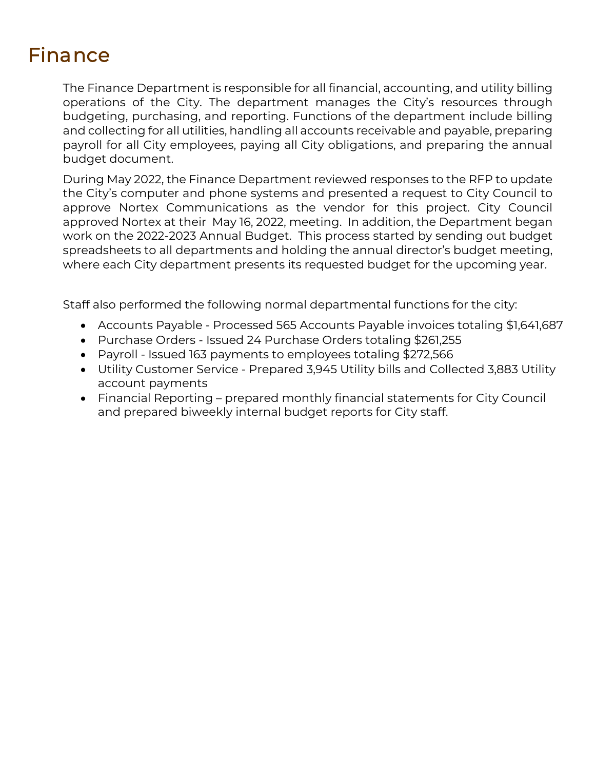# Finance

The Finance Department is responsible for all financial, accounting, and utility billing operations of the City. The department manages the City's resources through budgeting, purchasing, and reporting. Functions of the department include billing and collecting for all utilities, handling all accounts receivable and payable, preparing payroll for all City employees, paying all City obligations, and preparing the annual budget document.

During May 2022, the Finance Department reviewed responses to the RFP to update the City's computer and phone systems and presented a request to City Council to approve Nortex Communications as the vendor for this project. City Council approved Nortex at their May 16, 2022, meeting. In addition, the Department began work on the 2022-2023 Annual Budget. This process started by sending out budget spreadsheets to all departments and holding the annual director's budget meeting, where each City department presents its requested budget for the upcoming year.

Staff also performed the following normal departmental functions for the city:

- Accounts Payable - Processed 565 Accounts Payable invoices totaling $1,641,687
- Purchase Orders - Issued 24 Purchase Orders totaling $261,255
- Payroll - Issued 163 payments to employees totaling $272,566
- Utility Customer Service - Prepared 3,945 Utility bills and Collected 3,883 Utility account payments
- Financial Reporting – prepared monthly financial statements for City Council and prepared biweekly internal budget reports for City staff.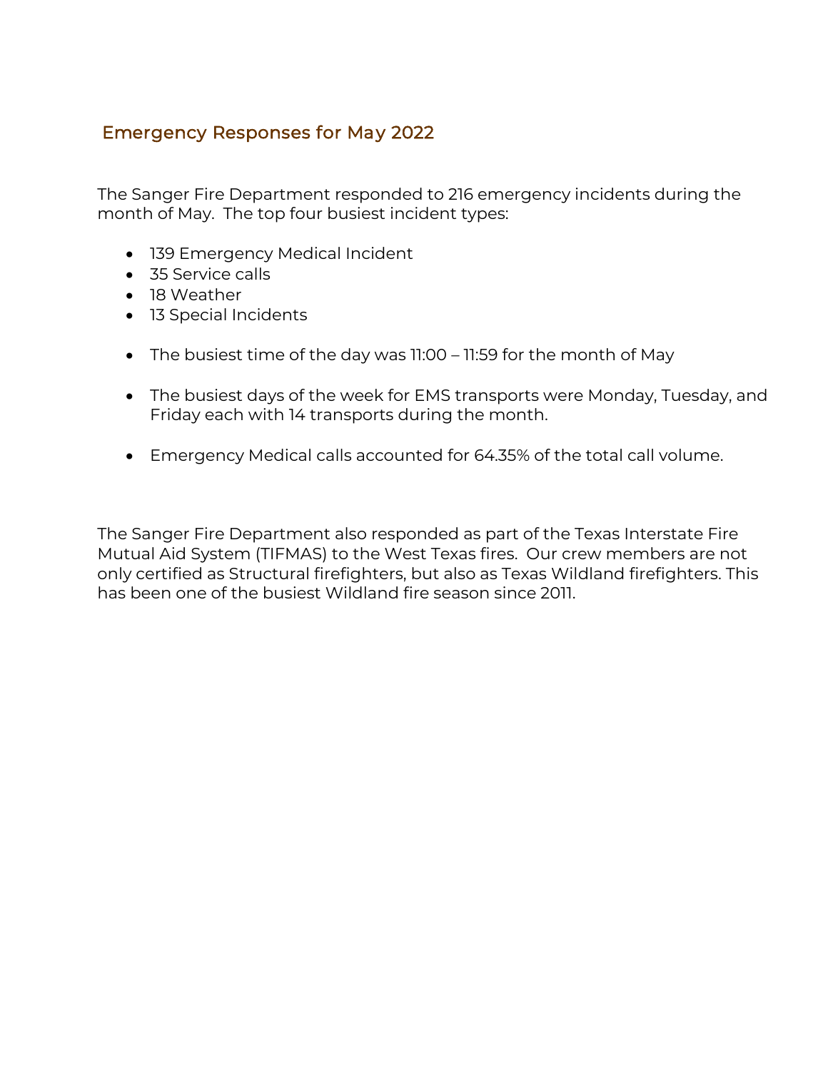## Emergency Responses for May 2022

The Sanger Fire Department responded to 216 emergency incidents during the month of May. The top four busiest incident types:

- 139 Emergency Medical Incident
- 35 Service calls
- 18 Weather
- 13 Special Incidents

- The busiest time of the day was 11:00 – 11:59 for the month of May

- The busiest days of the week for EMS transports were Monday, Tuesday, and Friday each with 14 transports during the month.

- Emergency Medical calls accounted for 64.35% of the total call volume.

The Sanger Fire Department also responded as part of the Texas Interstate Fire Mutual Aid System (TIFMAS) to the West Texas fires. Our crew members are not only certified as Structural firefighters, but also as Texas Wildland firefighters. This has been one of the busiest Wildland fire season since 2011.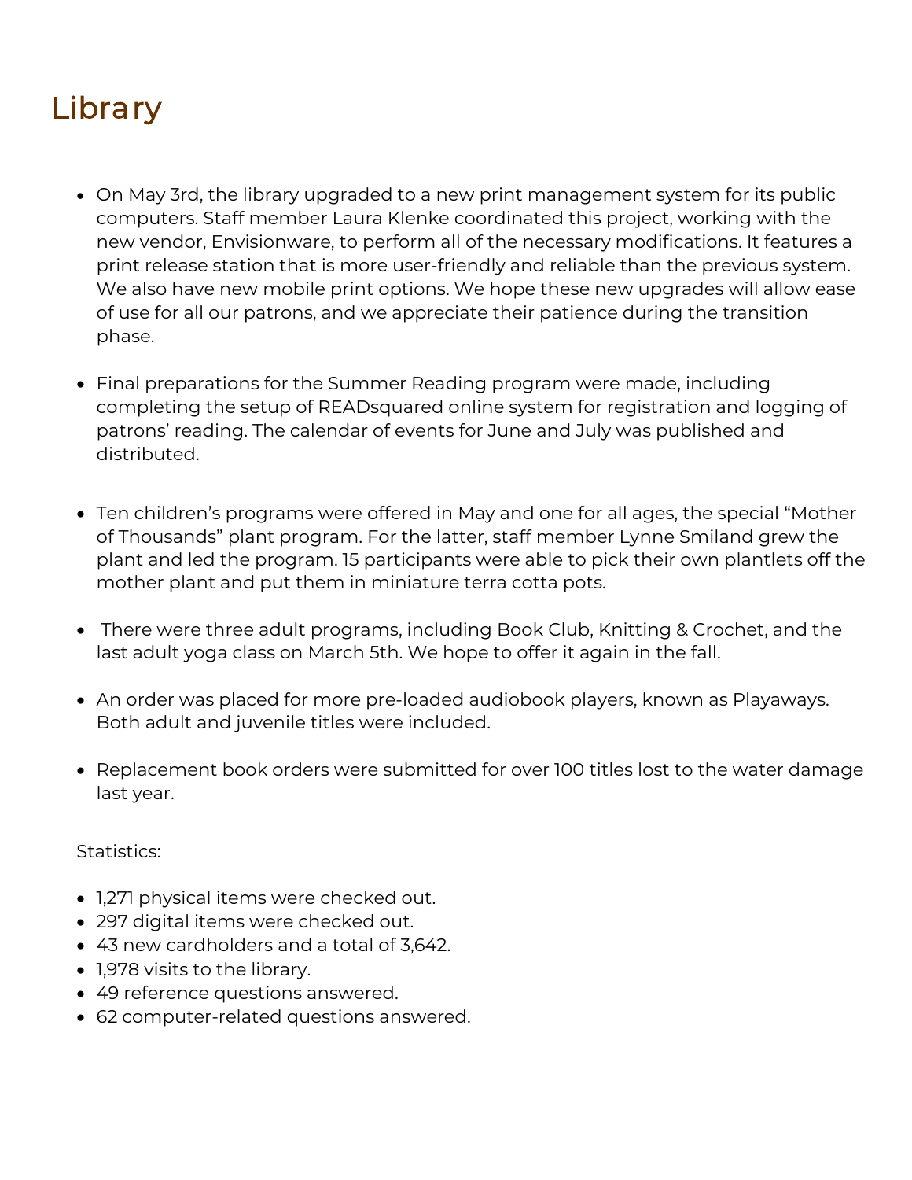# Library

- On May 3rd, the library upgraded to a new print management system for its public computers. Staff member Laura Klenke coordinated this project, working with the new vendor, Envisionware, to perform all of the necessary modifications. It features a print release station that is more user-friendly and reliable than the previous system. We also have new mobile print options. We hope these new upgrades will allow ease of use for all our patrons, and we appreciate their patience during the transition phase.

- Final preparations for the Summer Reading program were made, including completing the setup of READsquared online system for registration and logging of patrons' reading. The calendar of events for June and July was published and distributed.

- Ten children's programs were offered in May and one for all ages, the special "Mother of Thousands" plant program. For the latter, staff member Lynne Smiland grew the plant and led the program. 15 participants were able to pick their own plantlets off the mother plant and put them in miniature terra cotta pots.

- There were three adult programs, including Book Club, Knitting & Crochet, and the last adult yoga class on March 5th. We hope to offer it again in the fall.

- An order was placed for more pre-loaded audiobook players, known as Playaways. Both adult and juvenile titles were included.

- Replacement book orders were submitted for over 100 titles lost to the water damage last year.

Statistics:

- 1,271 physical items were checked out.
- 297 digital items were checked out.
- 43 new cardholders and a total of 3,642.
- 1,978 visits to the library.
- 49 reference questions answered.
- 62 computer-related questions answered.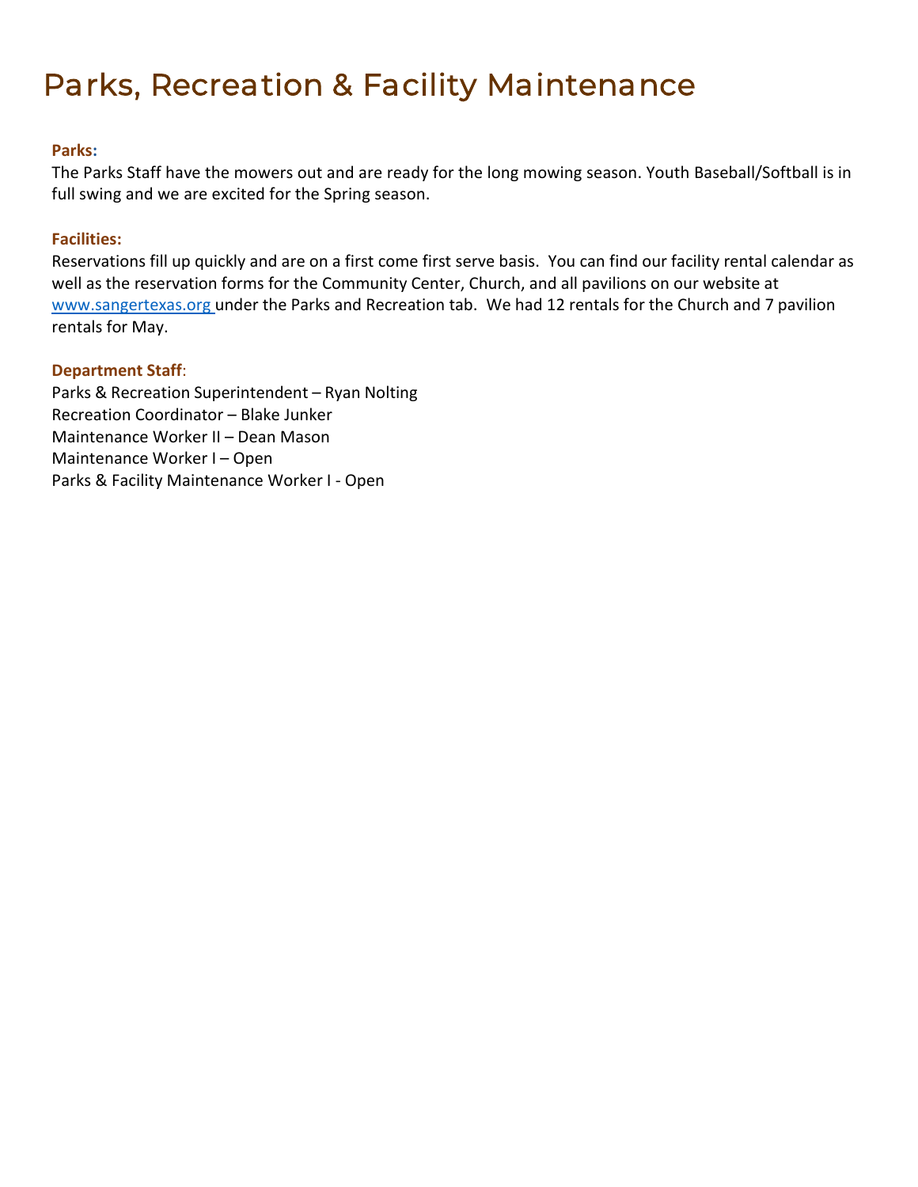# Parks, Recreation & Facility Maintenance

**Parks:**
The Parks Staff have the mowers out and are ready for the long mowing season. Youth Baseball/Softball is in full swing and we are excited for the Spring season.

**Facilities:**
Reservations fill up quickly and are on a first come first serve basis. You can find our facility rental calendar as well as the reservation forms for the Community Center, Church, and all pavilions on our website at www.sangertexas.org under the Parks and Recreation tab. We had 12 rentals for the Church and 7 pavilion rentals for May.

**Department Staff**:
Parks & Recreation Superintendent – Ryan Nolting
Recreation Coordinator – Blake Junker
Maintenance Worker II – Dean Mason
Maintenance Worker I – Open
Parks & Facility Maintenance Worker I - Open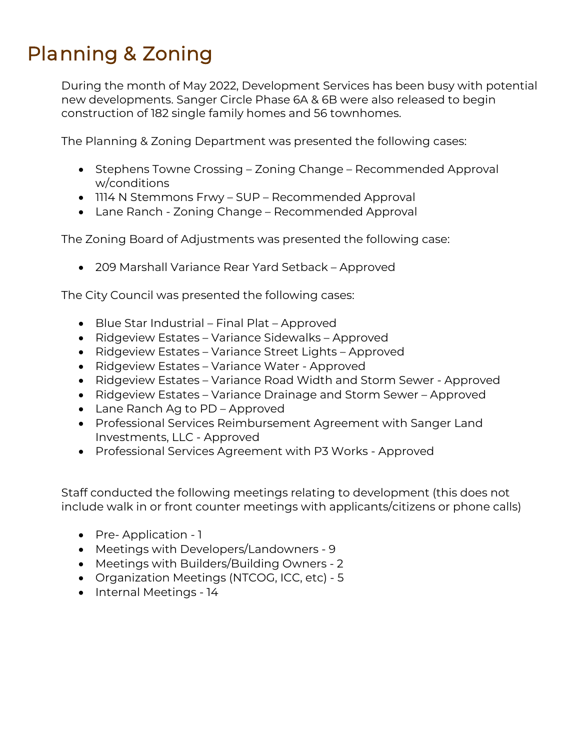# Planning & Zoning

During the month of May 2022, Development Services has been busy with potential new developments. Sanger Circle Phase 6A & 6B were also released to begin construction of 182 single family homes and 56 townhomes.

The Planning & Zoning Department was presented the following cases:

- Stephens Towne Crossing – Zoning Change – Recommended Approval w/conditions
- 1114 N Stemmons Frwy – SUP – Recommended Approval
- Lane Ranch - Zoning Change – Recommended Approval

The Zoning Board of Adjustments was presented the following case:

- 209 Marshall Variance Rear Yard Setback – Approved

The City Council was presented the following cases:

- Blue Star Industrial – Final Plat – Approved
- Ridgeview Estates – Variance Sidewalks – Approved
- Ridgeview Estates – Variance Street Lights – Approved
- Ridgeview Estates – Variance Water - Approved
- Ridgeview Estates – Variance Road Width and Storm Sewer - Approved
- Ridgeview Estates – Variance Drainage and Storm Sewer – Approved
- Lane Ranch Ag to PD – Approved
- Professional Services Reimbursement Agreement with Sanger Land Investments, LLC - Approved
- Professional Services Agreement with P3 Works - Approved

Staff conducted the following meetings relating to development (this does not include walk in or front counter meetings with applicants/citizens or phone calls)

- Pre- Application - 1
- Meetings with Developers/Landowners - 9
- Meetings with Builders/Building Owners - 2
- Organization Meetings (NTCOG, ICC, etc) - 5
- Internal Meetings - 14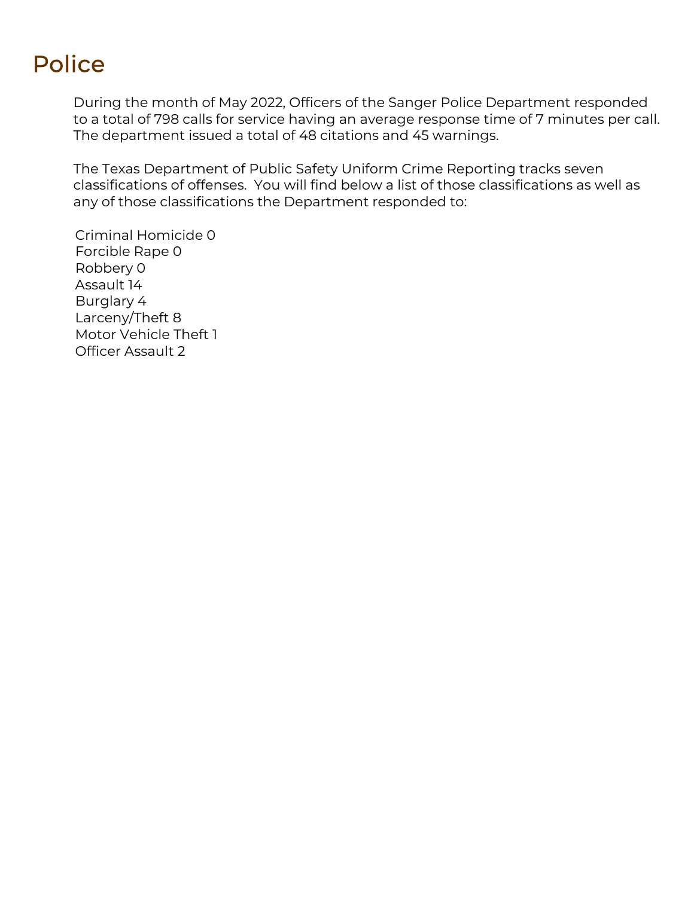# Police

During the month of May 2022, Officers of the Sanger Police Department responded to a total of 798 calls for service having an average response time of 7 minutes per call. The department issued a total of 48 citations and 45 warnings.

The Texas Department of Public Safety Uniform Crime Reporting tracks seven classifications of offenses. You will find below a list of those classifications as well as any of those classifications the Department responded to:

Criminal Homicide 0
Forcible Rape 0
Robbery 0
Assault 14
Burglary 4
Larceny/Theft 8
Motor Vehicle Theft 1
Officer Assault 2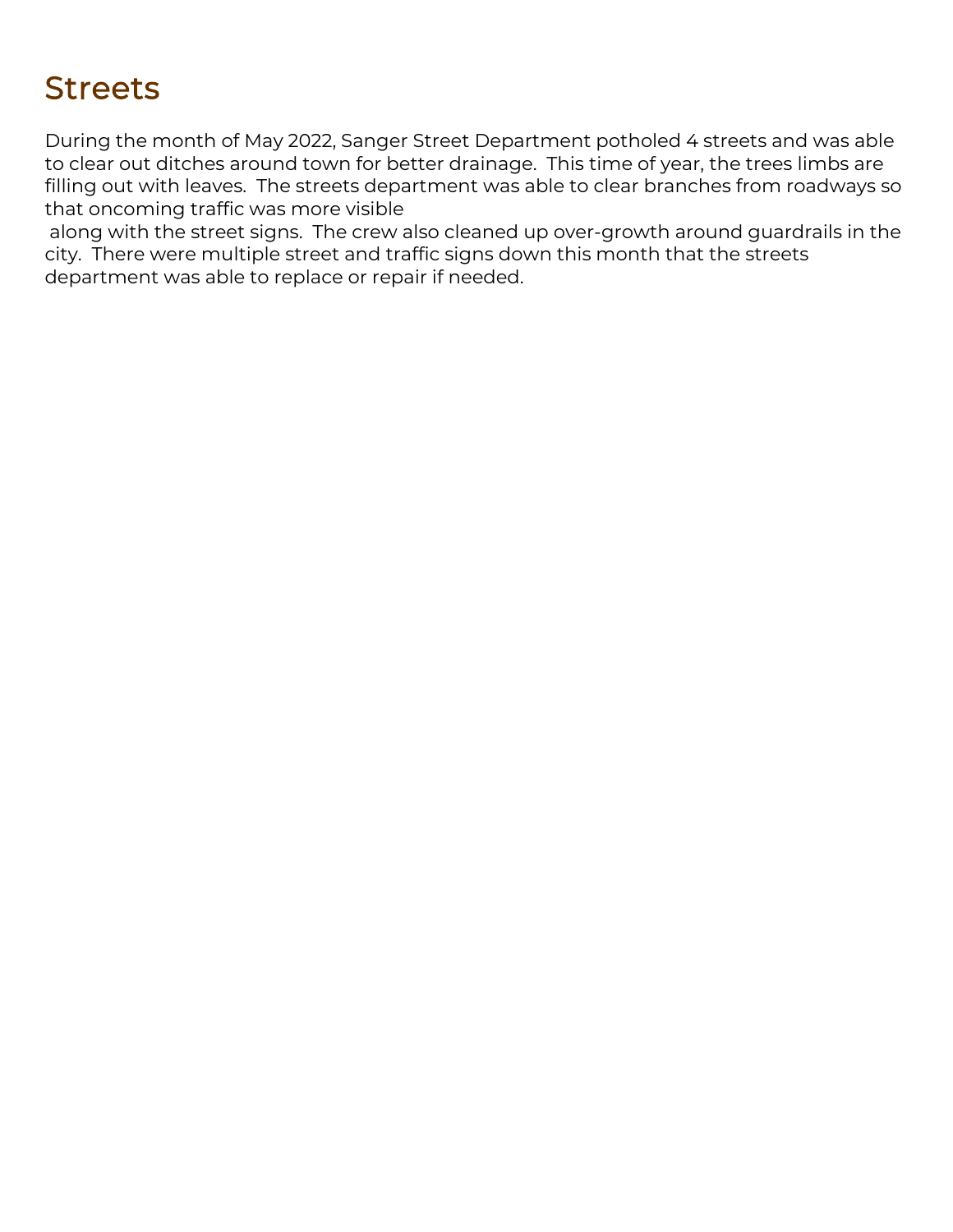# Streets

During the month of May 2022, Sanger Street Department potholed 4 streets and was able to clear out ditches around town for better drainage.  This time of year, the trees limbs are filling out with leaves.  The streets department was able to clear branches from roadways so that oncoming traffic was more visible along with the street signs.  The crew also cleaned up over-growth around guardrails in the city.  There were multiple street and traffic signs down this month that the streets department was able to replace or repair if needed.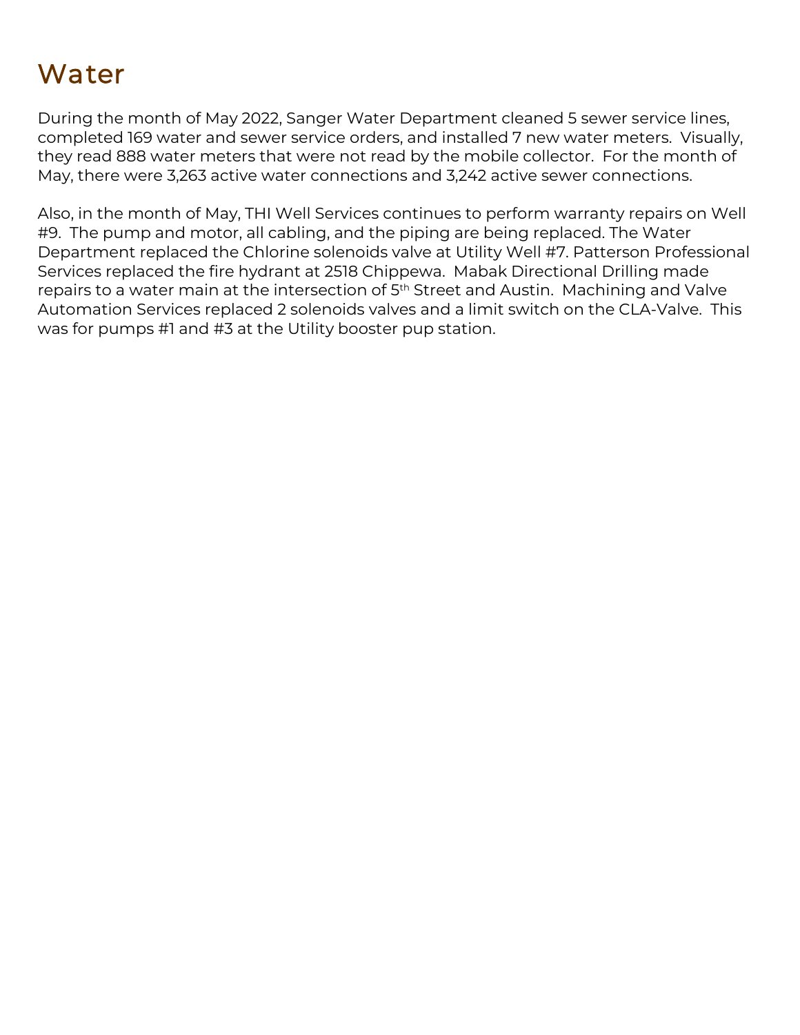# Water

During the month of May 2022, Sanger Water Department cleaned 5 sewer service lines, completed 169 water and sewer service orders, and installed 7 new water meters. Visually, they read 888 water meters that were not read by the mobile collector. For the month of May, there were 3,263 active water connections and 3,242 active sewer connections.

Also, in the month of May, THI Well Services continues to perform warranty repairs on Well #9. The pump and motor, all cabling, and the piping are being replaced. The Water Department replaced the Chlorine solenoids valve at Utility Well #7. Patterson Professional Services replaced the fire hydrant at 2518 Chippewa. Mabak Directional Drilling made repairs to a water main at the intersection of 5th Street and Austin. Machining and Valve Automation Services replaced 2 solenoids valves and a limit switch on the CLA-Valve. This was for pumps #1 and #3 at the Utility booster pup station.